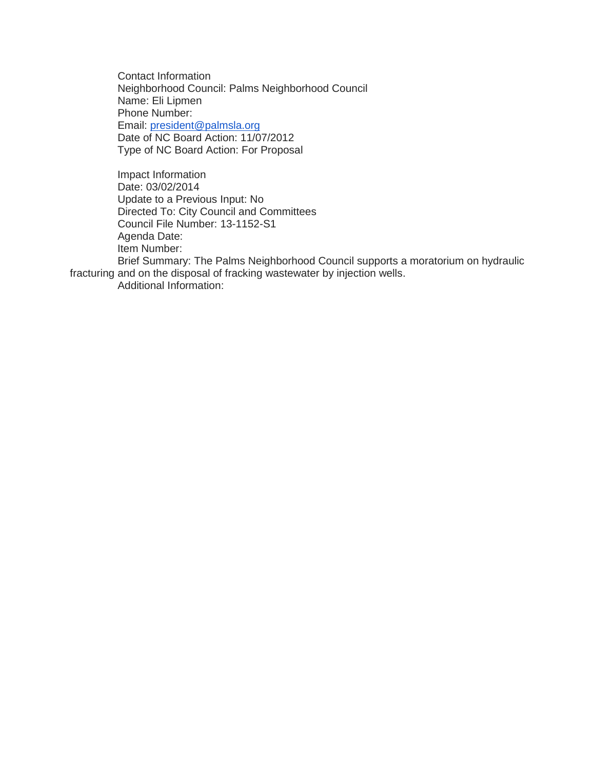Contact Information
Neighborhood Council: Palms Neighborhood Council
Name: Eli Lipmen
Phone Number:
Email: [president@palmsla.org](mailto:president@palmsla.org)
Date of NC Board Action: 11/07/2012
Type of NC Board Action: For Proposal

Impact Information
Date: 03/02/2014
Update to a Previous Input: No
Directed To: City Council and Committees
Council File Number: 13-1152-S1
Agenda Date:
Item Number:
Brief Summary: The Palms Neighborhood Council supports a moratorium on hydraulic fracturing and on the disposal of fracking wastewater by injection wells.
Additional Information: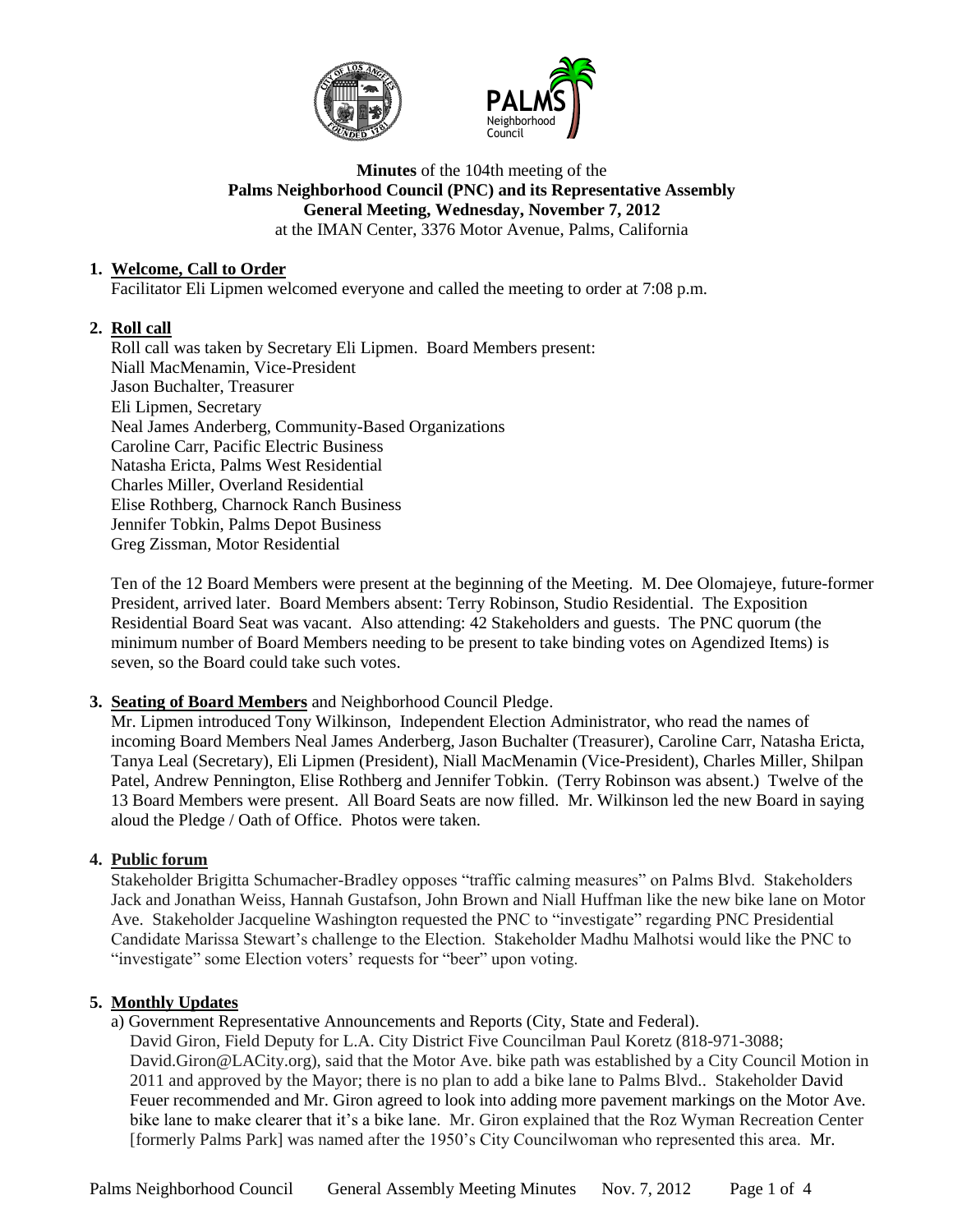**Minutes** of the 104th meeting of the
**Palms Neighborhood Council (PNC) and its Representative Assembly**
**General Meeting, Wednesday, November 7, 2012**
at the IMAN Center, 3376 Motor Avenue, Palms, California

1. **Welcome, Call to Order**
   Facilitator Eli Lipmen welcomed everyone and called the meeting to order at 7:08 p.m.

2. **Roll call**
   Roll call was taken by Secretary Eli Lipmen. Board Members present:
   Niall MacMenamin, Vice-President
   Jason Buchalter, Treasurer
   Eli Lipmen, Secretary
   Neal James Anderberg, Community-Based Organizations
   Caroline Carr, Pacific Electric Business
   Natasha Ericta, Palms West Residential
   Charles Miller, Overland Residential
   Elise Rothberg, Charnock Ranch Business
   Jennifer Tobkin, Palms Depot Business
   Greg Zissman, Motor Residential

   Ten of the 12 Board Members were present at the beginning of the Meeting. M. Dee Olomajeye, future-former President, arrived later. Board Members absent: Terry Robinson, Studio Residential. The Exposition Residential Board Seat was vacant. Also attending: 42 Stakeholders and guests. The PNC quorum (the minimum number of Board Members needing to be present to take binding votes on Agendized Items) is seven, so the Board could take such votes.

3. **Seating of Board Members** and Neighborhood Council Pledge.
   Mr. Lipmen introduced Tony Wilkinson, Independent Election Administrator, who read the names of incoming Board Members Neal James Anderberg, Jason Buchalter (Treasurer), Caroline Carr, Natasha Ericta, Tanya Leal (Secretary), Eli Lipmen (President), Niall MacMenamin (Vice-President), Charles Miller, Shilpan Patel, Andrew Pennington, Elise Rothberg and Jennifer Tobkin. (Terry Robinson was absent.) Twelve of the 13 Board Members were present. All Board Seats are now filled. Mr. Wilkinson led the new Board in saying aloud the Pledge / Oath of Office. Photos were taken.

4. **Public forum**
   Stakeholder Brigitta Schumacher-Bradley opposes "traffic calming measures" on Palms Blvd. Stakeholders Jack and Jonathan Weiss, Hannah Gustafson, John Brown and Niall Huffman like the new bike lane on Motor Ave. Stakeholder Jacqueline Washington requested the PNC to "investigate" regarding PNC Presidential Candidate Marissa Stewart's challenge to the Election. Stakeholder Madhu Malhotsi would like the PNC to "investigate" some Election voters' requests for "beer" upon voting.

5. **Monthly Updates**
   a) Government Representative Announcements and Reports (City, State and Federal).
   David Giron, Field Deputy for L.A. City District Five Councilman Paul Koretz (818-971-3088; David.Giron@LACity.org), said that the Motor Ave. bike path was established by a City Council Motion in 2011 and approved by the Mayor; there is no plan to add a bike lane to Palms Blvd.. Stakeholder David Feuer recommended and Mr. Giron agreed to look into adding more pavement markings on the Motor Ave. bike lane to make clearer that it's a bike lane. Mr. Giron explained that the Roz Wyman Recreation Center [formerly Palms Park] was named after the 1950's City Councilwoman who represented this area. Mr.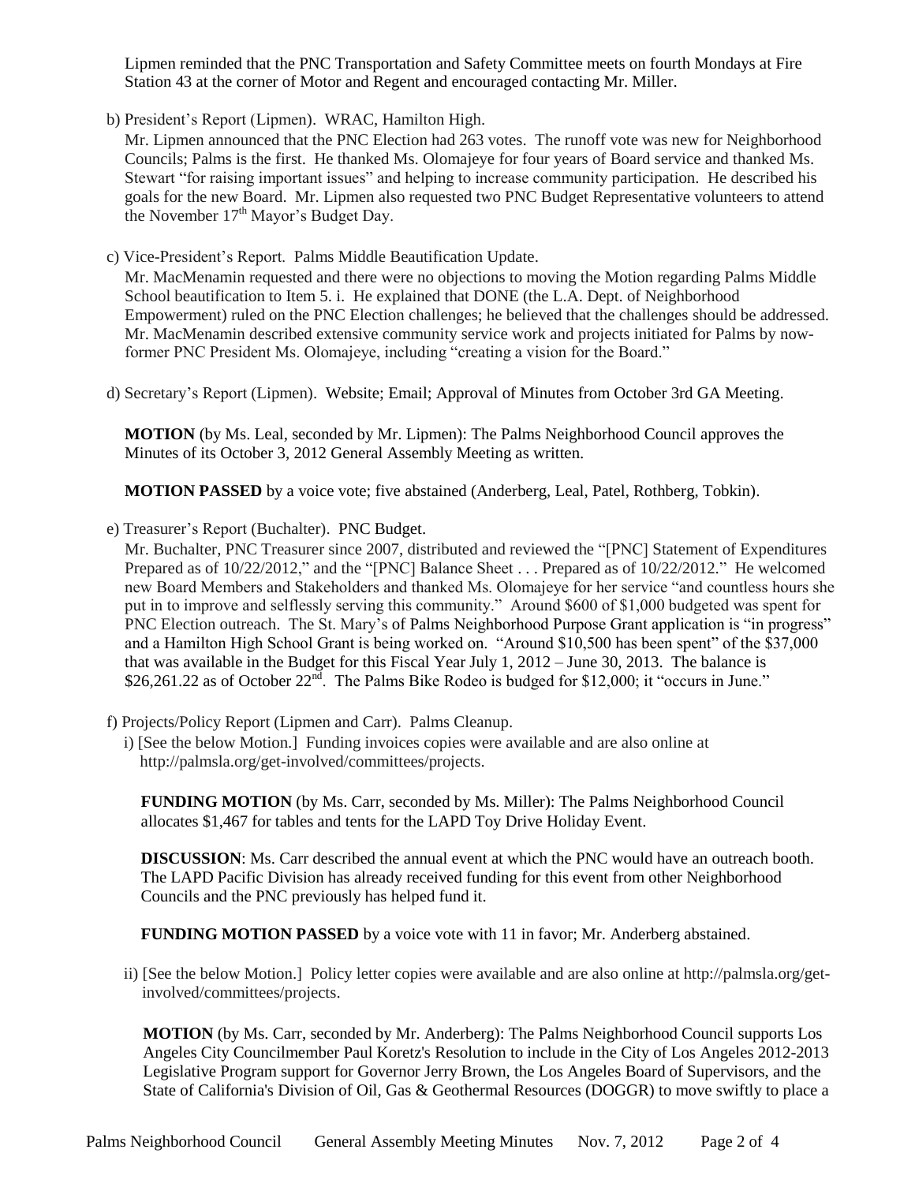Lipmen reminded that the PNC Transportation and Safety Committee meets on fourth Mondays at Fire Station 43 at the corner of Motor and Regent and encouraged contacting Mr. Miller.

b) President's Report (Lipmen). WRAC, Hamilton High.

Mr. Lipmen announced that the PNC Election had 263 votes. The runoff vote was new for Neighborhood Councils; Palms is the first. He thanked Ms. Olomajeye for four years of Board service and thanked Ms. Stewart "for raising important issues" and helping to increase community participation. He described his goals for the new Board. Mr. Lipmen also requested two PNC Budget Representative volunteers to attend the November 17th Mayor's Budget Day.

c) Vice-President's Report. Palms Middle Beautification Update.

Mr. MacMenamin requested and there were no objections to moving the Motion regarding Palms Middle School beautification to Item 5. i. He explained that DONE (the L.A. Dept. of Neighborhood Empowerment) ruled on the PNC Election challenges; he believed that the challenges should be addressed. Mr. MacMenamin described extensive community service work and projects initiated for Palms by now-former PNC President Ms. Olomajeye, including "creating a vision for the Board."

d) Secretary's Report (Lipmen). Website; Email; Approval of Minutes from October 3rd GA Meeting.

**MOTION** (by Ms. Leal, seconded by Mr. Lipmen): The Palms Neighborhood Council approves the Minutes of its October 3, 2012 General Assembly Meeting as written.

**MOTION PASSED** by a voice vote; five abstained (Anderberg, Leal, Patel, Rothberg, Tobkin).

e) Treasurer's Report (Buchalter). PNC Budget.

Mr. Buchalter, PNC Treasurer since 2007, distributed and reviewed the "[PNC] Statement of Expenditures Prepared as of 10/22/2012," and the "[PNC] Balance Sheet . . . Prepared as of 10/22/2012." He welcomed new Board Members and Stakeholders and thanked Ms. Olomajeye for her service "and countless hours she put in to improve and selflessly serving this community." Around $600 of $1,000 budgeted was spent for PNC Election outreach. The St. Mary's of Palms Neighborhood Purpose Grant application is "in progress" and a Hamilton High School Grant is being worked on. "Around $10,500 has been spent" of the $37,000 that was available in the Budget for this Fiscal Year July 1, 2012 – June 30, 2013. The balance is $26,261.22 as of October 22nd. The Palms Bike Rodeo is budged for $12,000; it "occurs in June."

f) Projects/Policy Report (Lipmen and Carr). Palms Cleanup.

i) [See the below Motion.] Funding invoices copies were available and are also online at http://palmsla.org/get-involved/committees/projects.

**FUNDING MOTION** (by Ms. Carr, seconded by Ms. Miller): The Palms Neighborhood Council allocates $1,467 for tables and tents for the LAPD Toy Drive Holiday Event.

**DISCUSSION**: Ms. Carr described the annual event at which the PNC would have an outreach booth. The LAPD Pacific Division has already received funding for this event from other Neighborhood Councils and the PNC previously has helped fund it.

**FUNDING MOTION PASSED** by a voice vote with 11 in favor; Mr. Anderberg abstained.

ii) [See the below Motion.] Policy letter copies were available and are also online at http://palmsla.org/get-involved/committees/projects.

**MOTION** (by Ms. Carr, seconded by Mr. Anderberg): The Palms Neighborhood Council supports Los Angeles City Councilmember Paul Koretz's Resolution to include in the City of Los Angeles 2012-2013 Legislative Program support for Governor Jerry Brown, the Los Angeles Board of Supervisors, and the State of California's Division of Oil, Gas & Geothermal Resources (DOGGR) to move swiftly to place a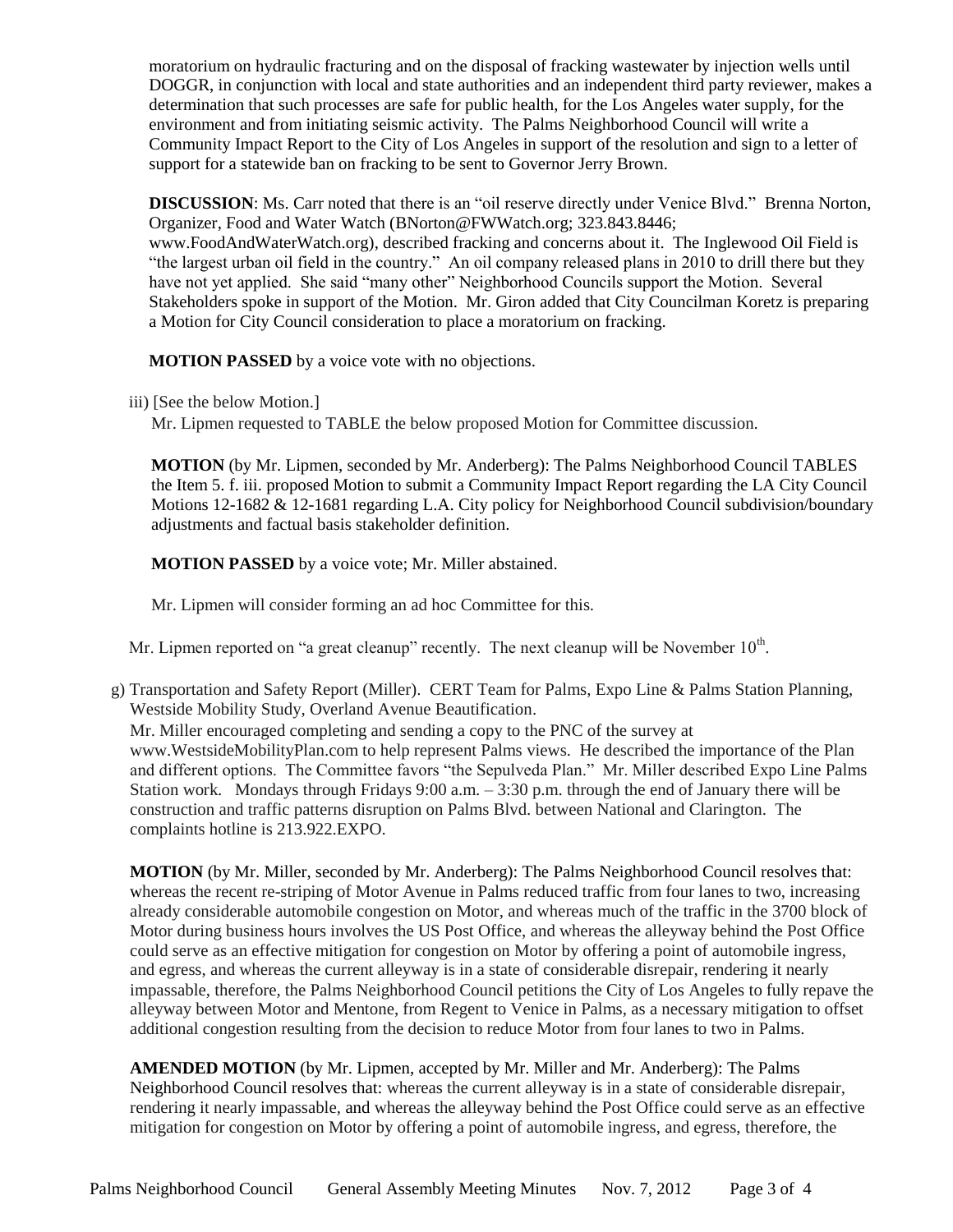moratorium on hydraulic fracturing and on the disposal of fracking wastewater by injection wells until DOGGR, in conjunction with local and state authorities and an independent third party reviewer, makes a determination that such processes are safe for public health, for the Los Angeles water supply, for the environment and from initiating seismic activity. The Palms Neighborhood Council will write a Community Impact Report to the City of Los Angeles in support of the resolution and sign to a letter of support for a statewide ban on fracking to be sent to Governor Jerry Brown.

**DISCUSSION**: Ms. Carr noted that there is an "oil reserve directly under Venice Blvd." Brenna Norton, Organizer, Food and Water Watch (BNorton@FWWatch.org; 323.843.8446; www.FoodAndWaterWatch.org), described fracking and concerns about it. The Inglewood Oil Field is "the largest urban oil field in the country." An oil company released plans in 2010 to drill there but they have not yet applied. She said "many other" Neighborhood Councils support the Motion. Several Stakeholders spoke in support of the Motion. Mr. Giron added that City Councilman Koretz is preparing a Motion for City Council consideration to place a moratorium on fracking.

**MOTION PASSED** by a voice vote with no objections.

iii) [See the below Motion.]
Mr. Lipmen requested to TABLE the below proposed Motion for Committee discussion.

**MOTION** (by Mr. Lipmen, seconded by Mr. Anderberg): The Palms Neighborhood Council TABLES the Item 5. f. iii. proposed Motion to submit a Community Impact Report regarding the LA City Council Motions 12-1682 & 12-1681 regarding L.A. City policy for Neighborhood Council subdivision/boundary adjustments and factual basis stakeholder definition.

**MOTION PASSED** by a voice vote; Mr. Miller abstained.

Mr. Lipmen will consider forming an ad hoc Committee for this.

Mr. Lipmen reported on "a great cleanup" recently. The next cleanup will be November 10th.

g) Transportation and Safety Report (Miller). CERT Team for Palms, Expo Line & Palms Station Planning, Westside Mobility Study, Overland Avenue Beautification.
Mr. Miller encouraged completing and sending a copy to the PNC of the survey at www.WestsideMobilityPlan.com to help represent Palms views. He described the importance of the Plan and different options. The Committee favors "the Sepulveda Plan." Mr. Miller described Expo Line Palms Station work. Mondays through Fridays 9:00 a.m. – 3:30 p.m. through the end of January there will be construction and traffic patterns disruption on Palms Blvd. between National and Clarington. The complaints hotline is 213.922.EXPO.

**MOTION** (by Mr. Miller, seconded by Mr. Anderberg): The Palms Neighborhood Council resolves that: whereas the recent re-striping of Motor Avenue in Palms reduced traffic from four lanes to two, increasing already considerable automobile congestion on Motor, and whereas much of the traffic in the 3700 block of Motor during business hours involves the US Post Office, and whereas the alleyway behind the Post Office could serve as an effective mitigation for congestion on Motor by offering a point of automobile ingress, and egress, and whereas the current alleyway is in a state of considerable disrepair, rendering it nearly impassable, therefore, the Palms Neighborhood Council petitions the City of Los Angeles to fully repave the alleyway between Motor and Mentone, from Regent to Venice in Palms, as a necessary mitigation to offset additional congestion resulting from the decision to reduce Motor from four lanes to two in Palms.

**AMENDED MOTION** (by Mr. Lipmen, accepted by Mr. Miller and Mr. Anderberg): The Palms Neighborhood Council resolves that: whereas the current alleyway is in a state of considerable disrepair, rendering it nearly impassable, and whereas the alleyway behind the Post Office could serve as an effective mitigation for congestion on Motor by offering a point of automobile ingress, and egress, therefore, the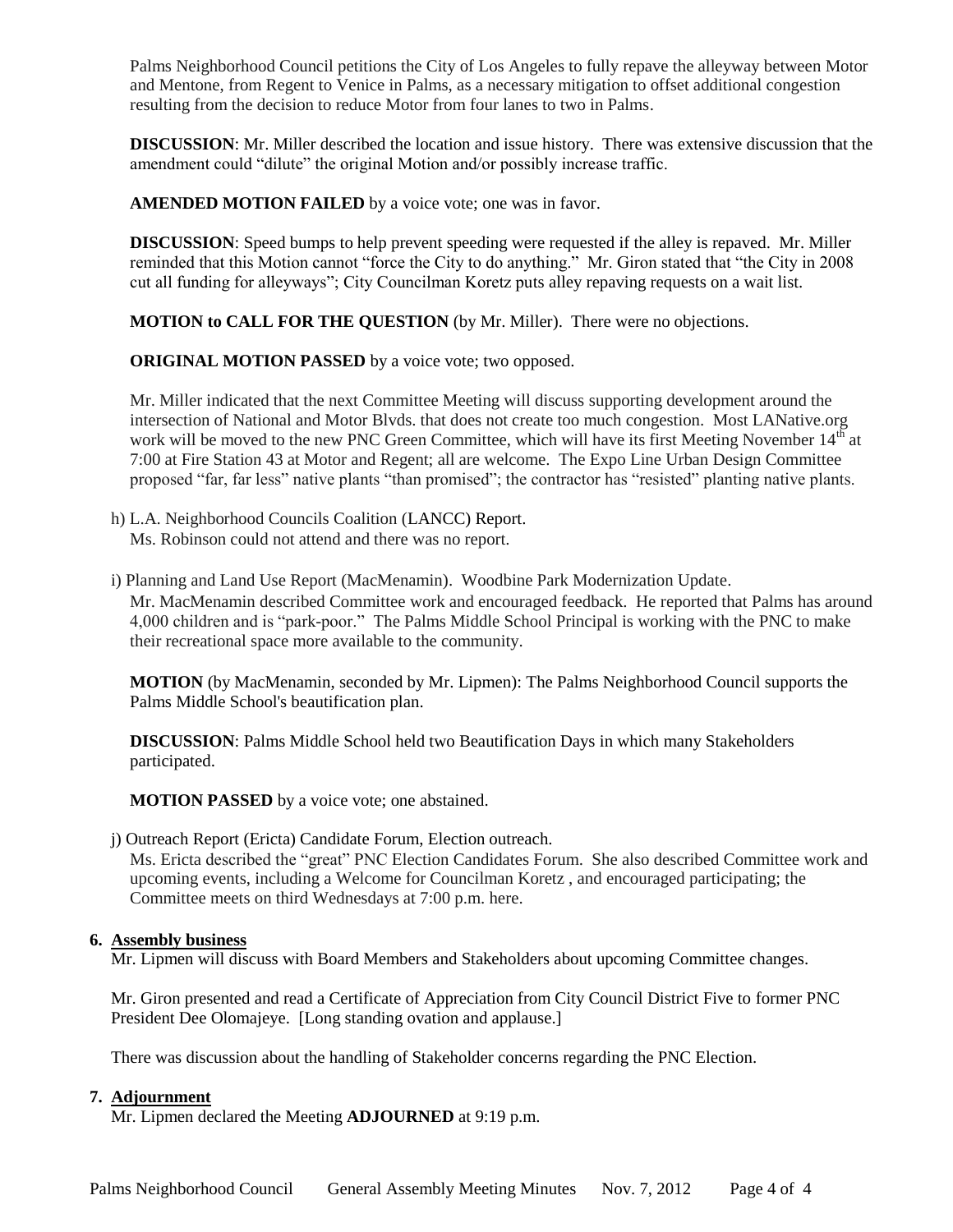Palms Neighborhood Council petitions the City of Los Angeles to fully repave the alleyway between Motor and Mentone, from Regent to Venice in Palms, as a necessary mitigation to offset additional congestion resulting from the decision to reduce Motor from four lanes to two in Palms.

**DISCUSSION**: Mr. Miller described the location and issue history. There was extensive discussion that the amendment could "dilute" the original Motion and/or possibly increase traffic.

**AMENDED MOTION FAILED** by a voice vote; one was in favor.

**DISCUSSION**: Speed bumps to help prevent speeding were requested if the alley is repaved. Mr. Miller reminded that this Motion cannot "force the City to do anything." Mr. Giron stated that "the City in 2008 cut all funding for alleyways"; City Councilman Koretz puts alley repaving requests on a wait list.

**MOTION to CALL FOR THE QUESTION** (by Mr. Miller). There were no objections.

**ORIGINAL MOTION PASSED** by a voice vote; two opposed.

Mr. Miller indicated that the next Committee Meeting will discuss supporting development around the intersection of National and Motor Blvds. that does not create too much congestion. Most LANative.org work will be moved to the new PNC Green Committee, which will have its first Meeting November 14th at 7:00 at Fire Station 43 at Motor and Regent; all are welcome. The Expo Line Urban Design Committee proposed "far, far less" native plants "than promised"; the contractor has "resisted" planting native plants.

h) L.A. Neighborhood Councils Coalition (LANCC) Report.
Ms. Robinson could not attend and there was no report.

i) Planning and Land Use Report (MacMenamin). Woodbine Park Modernization Update.
Mr. MacMenamin described Committee work and encouraged feedback. He reported that Palms has around 4,000 children and is "park-poor." The Palms Middle School Principal is working with the PNC to make their recreational space more available to the community.

**MOTION** (by MacMenamin, seconded by Mr. Lipmen): The Palms Neighborhood Council supports the Palms Middle School's beautification plan.

**DISCUSSION**: Palms Middle School held two Beautification Days in which many Stakeholders participated.

**MOTION PASSED** by a voice vote; one abstained.

j) Outreach Report (Ericta) Candidate Forum, Election outreach.
Ms. Ericta described the "great" PNC Election Candidates Forum. She also described Committee work and upcoming events, including a Welcome for Councilman Koretz , and encouraged participating; the Committee meets on third Wednesdays at 7:00 p.m. here.

**6. Assembly business**

Mr. Lipmen will discuss with Board Members and Stakeholders about upcoming Committee changes.

Mr. Giron presented and read a Certificate of Appreciation from City Council District Five to former PNC President Dee Olomajeye. [Long standing ovation and applause.]

There was discussion about the handling of Stakeholder concerns regarding the PNC Election.

**7. Adjournment**

Mr. Lipmen declared the Meeting **ADJOURNED** at 9:19 p.m.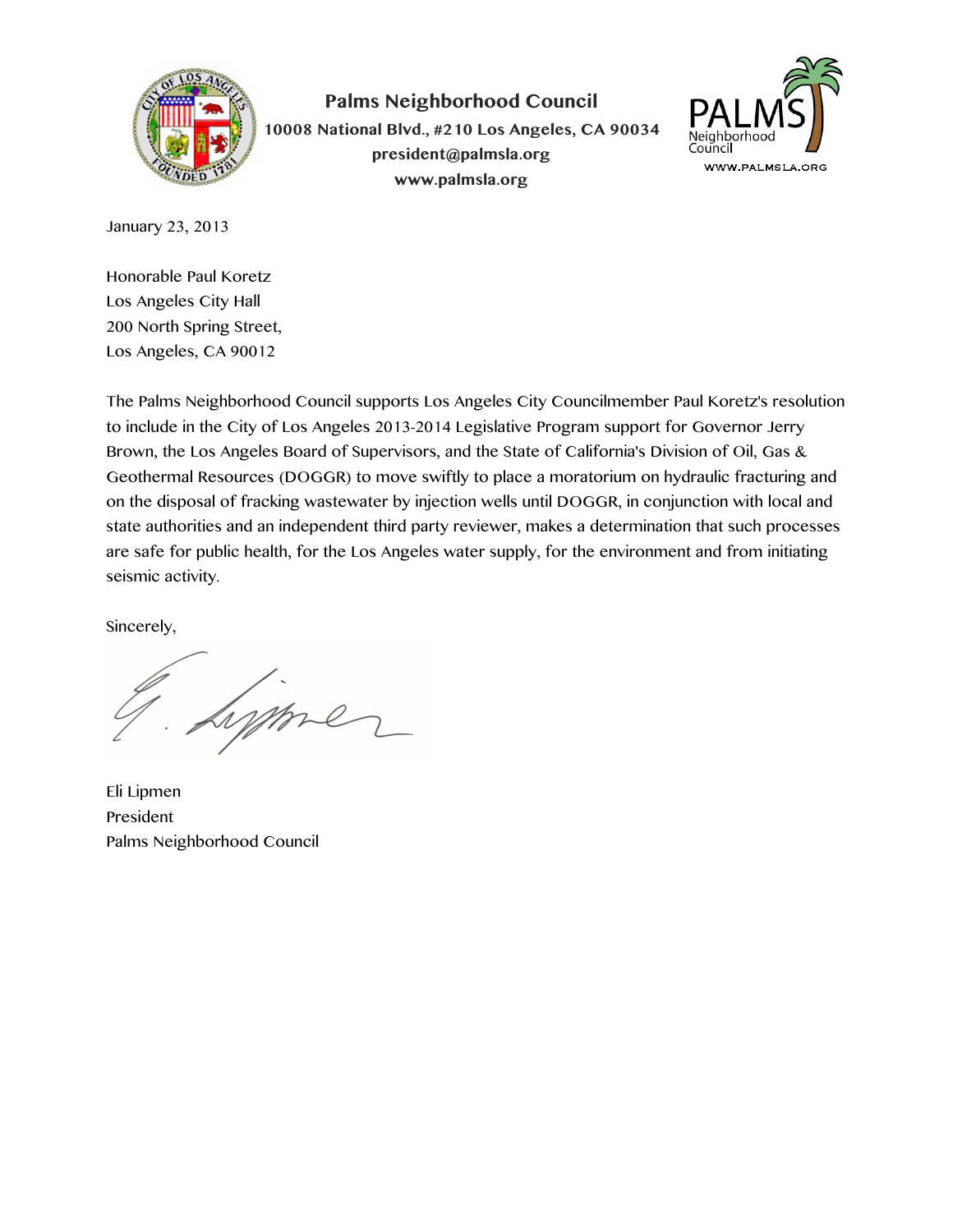**Palms Neighborhood Council**
**10008 National Blvd., #210 Los Angeles, CA 90034**
**president@palmsla.org**
**www.palmsla.org**

PALMS Neighborhood Council
WWW.PALMSLA.ORG

January 23, 2013

Honorable Paul Koretz
Los Angeles City Hall
200 North Spring Street,
Los Angeles, CA 90012

The Palms Neighborhood Council supports Los Angeles City Councilmember Paul Koretz's resolution to include in the City of Los Angeles 2013-2014 Legislative Program support for Governor Jerry Brown, the Los Angeles Board of Supervisors, and the State of California's Division of Oil, Gas & Geothermal Resources (DOGGR) to move swiftly to place a moratorium on hydraulic fracturing and on the disposal of fracking wastewater by injection wells until DOGGR, in conjunction with local and state authorities and an independent third party reviewer, makes a determination that such processes are safe for public health, for the Los Angeles water supply, for the environment and from initiating seismic activity.

Sincerely,

Eli Lipmen
President
Palms Neighborhood Council